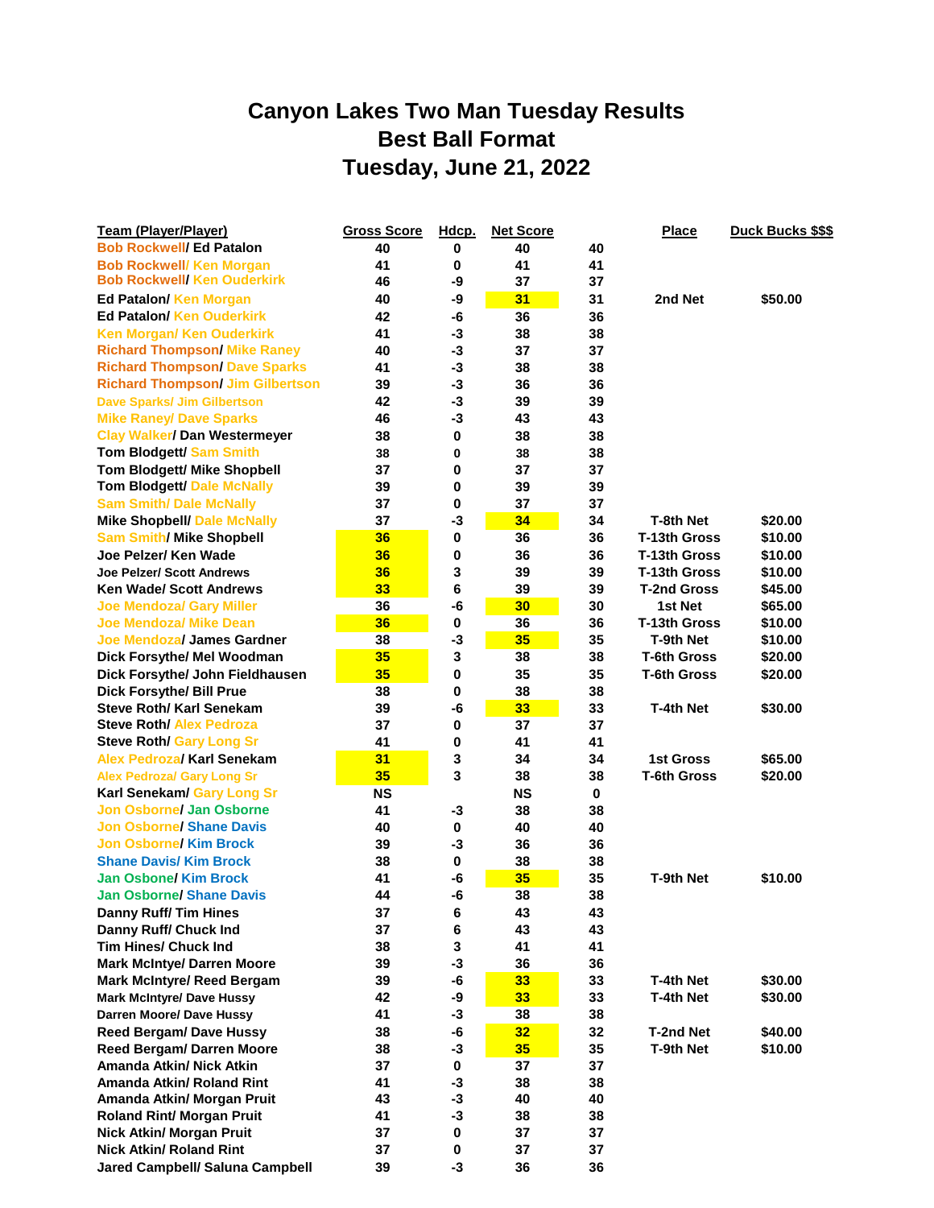# Canyon Lakes Two Man Tuesday Results
## Best Ball Format
## Tuesday, June 21, 2022

| Team (Player/Player) | Gross Score | Hdcp. | Net Score | | Place | Duck Bucks $$$ |
|---|---|---|---|---|---|---|
| Bob Rockwell/ Ed Patalon | 40 | 0 | 40 | 40 | | |
| Bob Rockwell/ Ken Morgan | 41 | 0 | 41 | 41 | | |
| Bob Rockwell/ Ken Ouderkirk | 46 | -9 | 37 | 37 | | |
| Ed Patalon/ Ken Morgan | 40 | -9 | 31 | 31 | 2nd Net | $50.00 |
| Ed Patalon/ Ken Ouderkirk | 42 | -6 | 36 | 36 | | |
| Ken Morgan/ Ken Ouderkirk | 41 | -3 | 38 | 38 | | |
| Richard Thompson/ Mike Raney | 40 | -3 | 37 | 37 | | |
| Richard Thompson/ Dave Sparks | 41 | -3 | 38 | 38 | | |
| Richard Thompson/ Jim Gilbertson | 39 | -3 | 36 | 36 | | |
| Dave Sparks/ Jim Gilbertson | 42 | -3 | 39 | 39 | | |
| Mike Raney/ Dave Sparks | 46 | -3 | 43 | 43 | | |
| Clay Walker/ Dan Westermeyer | 38 | 0 | 38 | 38 | | |
| Tom Blodgett/ Sam Smith | 38 | 0 | 38 | 38 | | |
| Tom Blodgett/ Mike Shopbell | 37 | 0 | 37 | 37 | | |
| Tom Blodgett/ Dale McNally | 39 | 0 | 39 | 39 | | |
| Sam Smith/ Dale McNally | 37 | 0 | 37 | 37 | | |
| Mike Shopbell/ Dale McNally | 37 | -3 | 34 | 34 | T-8th Net | $20.00 |
| Sam Smith/ Mike Shopbell | 36 | 0 | 36 | 36 | T-13th Gross | $10.00 |
| Joe Pelzer/ Ken Wade | 36 | 0 | 36 | 36 | T-13th Gross | $10.00 |
| Joe Pelzer/ Scott Andrews | 36 | 3 | 39 | 39 | T-13th Gross | $10.00 |
| Ken Wade/ Scott Andrews | 33 | 6 | 39 | 39 | T-2nd Gross | $45.00 |
| Joe Mendoza/ Gary Miller | 36 | -6 | 30 | 30 | 1st Net | $65.00 |
| Joe Mendoza/ Mike Dean | 36 | 0 | 36 | 36 | T-13th Gross | $10.00 |
| Joe Mendoza/ James Gardner | 38 | -3 | 35 | 35 | T-9th Net | $10.00 |
| Dick Forsythe/ Mel Woodman | 35 | 3 | 38 | 38 | T-6th Gross | $20.00 |
| Dick Forsythe/ John Fieldhausen | 35 | 0 | 35 | 35 | T-6th Gross | $20.00 |
| Dick Forsythe/ Bill Prue | 38 | 0 | 38 | 38 | | |
| Steve Roth/ Karl Senekam | 39 | -6 | 33 | 33 | T-4th Net | $30.00 |
| Steve Roth/ Alex Pedroza | 37 | 0 | 37 | 37 | | |
| Steve Roth/ Gary Long Sr | 41 | 0 | 41 | 41 | | |
| Alex Pedroza/ Karl Senekam | 31 | 3 | 34 | 34 | 1st Gross | $65.00 |
| Alex Pedroza/ Gary Long Sr | 35 | 3 | 38 | 38 | T-6th Gross | $20.00 |
| Karl Senekam/ Gary Long Sr | NS | | NS | 0 | | |
| Jon Osborne/ Jan Osborne | 41 | -3 | 38 | 38 | | |
| Jon Osborne/ Shane Davis | 40 | 0 | 40 | 40 | | |
| Jon Osborne/ Kim Brock | 39 | -3 | 36 | 36 | | |
| Shane Davis/ Kim Brock | 38 | 0 | 38 | 38 | | |
| Jan Osbone/ Kim Brock | 41 | -6 | 35 | 35 | T-9th Net | $10.00 |
| Jan Osborne/ Shane Davis | 44 | -6 | 38 | 38 | | |
| Danny Ruff/ Tim Hines | 37 | 6 | 43 | 43 | | |
| Danny Ruff/ Chuck Ind | 37 | 6 | 43 | 43 | | |
| Tim Hines/ Chuck Ind | 38 | 3 | 41 | 41 | | |
| Mark McIntye/ Darren Moore | 39 | -3 | 36 | 36 | | |
| Mark McIntyre/ Reed Bergam | 39 | -6 | 33 | 33 | T-4th Net | $30.00 |
| Mark McIntyre/ Dave Hussy | 42 | -9 | 33 | 33 | T-4th Net | $30.00 |
| Darren Moore/ Dave Hussy | 41 | -3 | 38 | 38 | | |
| Reed Bergam/ Dave Hussy | 38 | -6 | 32 | 32 | T-2nd Net | $40.00 |
| Reed Bergam/ Darren Moore | 38 | -3 | 35 | 35 | T-9th Net | $10.00 |
| Amanda Atkin/ Nick Atkin | 37 | 0 | 37 | 37 | | |
| Amanda Atkin/ Roland Rint | 41 | -3 | 38 | 38 | | |
| Amanda Atkin/ Morgan Pruit | 43 | -3 | 40 | 40 | | |
| Roland Rint/ Morgan Pruit | 41 | -3 | 38 | 38 | | |
| Nick Atkin/ Morgan Pruit | 37 | 0 | 37 | 37 | | |
| Nick Atkin/ Roland Rint | 37 | 0 | 37 | 37 | | |
| Jared Campbell/ Saluna Campbell | 39 | -3 | 36 | 36 | | |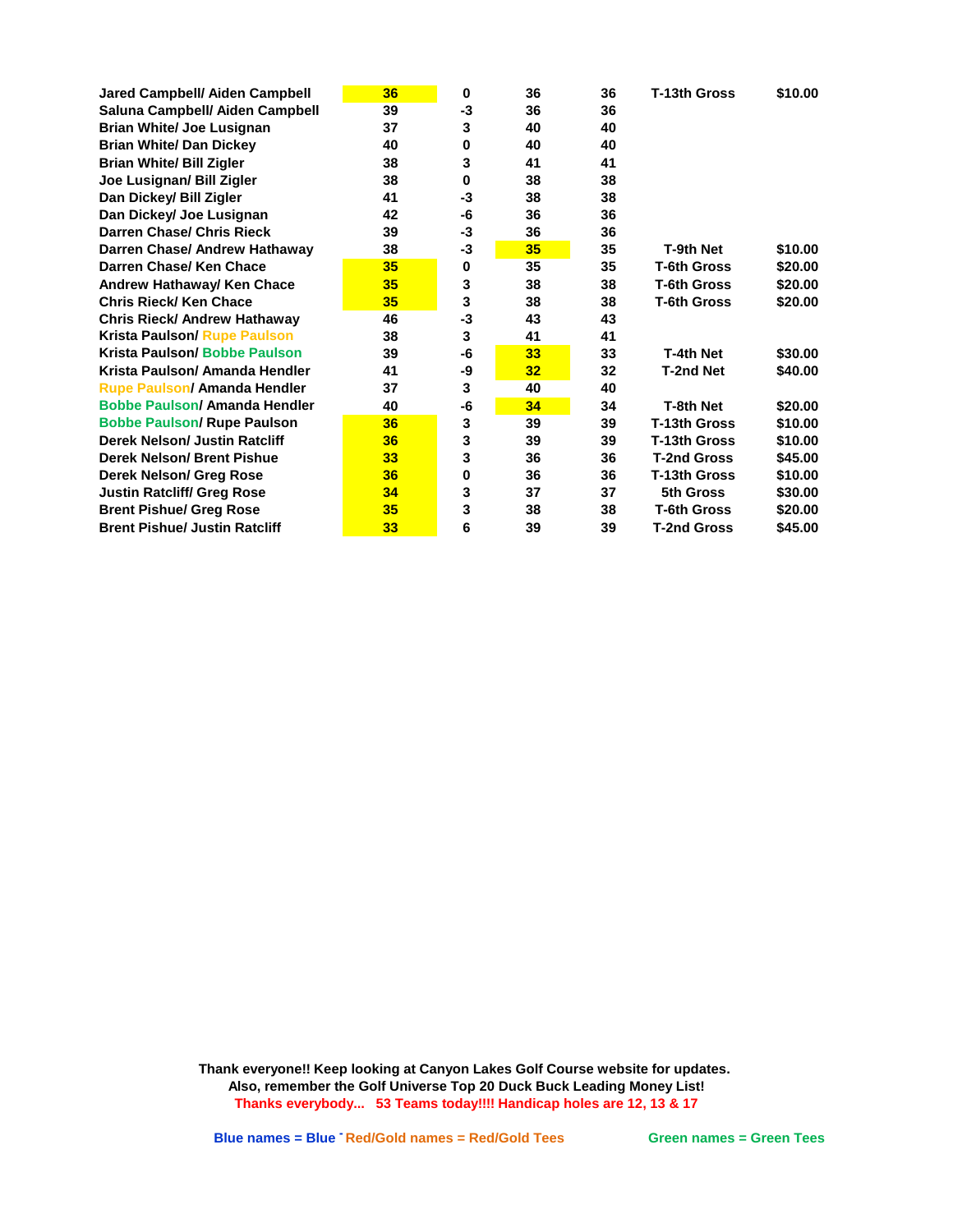| | | | | | | |
|---|---|---|---|---|---|---|
| Jared Campbell/ Aiden Campbell | 36 | 0 | 36 | 36 | T-13th Gross | $10.00 |
| Saluna Campbell/ Aiden Campbell | 39 | -3 | 36 | 36 | | |
| Brian White/ Joe Lusignan | 37 | 3 | 40 | 40 | | |
| Brian White/ Dan Dickey | 40 | 0 | 40 | 40 | | |
| Brian White/ Bill Zigler | 38 | 3 | 41 | 41 | | |
| Joe Lusignan/ Bill Zigler | 38 | 0 | 38 | 38 | | |
| Dan Dickey/ Bill Zigler | 41 | -3 | 38 | 38 | | |
| Dan Dickey/ Joe Lusignan | 42 | -6 | 36 | 36 | | |
| Darren Chase/ Chris Rieck | 39 | -3 | 36 | 36 | | |
| Darren Chase/ Andrew Hathaway | 38 | -3 | 35 | 35 | T-9th Net | $10.00 |
| Darren Chase/ Ken Chace | 35 | 0 | 35 | 35 | T-6th Gross | $20.00 |
| Andrew Hathaway/ Ken Chace | 35 | 3 | 38 | 38 | T-6th Gross | $20.00 |
| Chris Rieck/ Ken Chace | 35 | 3 | 38 | 38 | T-6th Gross | $20.00 |
| Chris Rieck/ Andrew Hathaway | 46 | -3 | 43 | 43 | | |
| Krista Paulson/ Rupe Paulson | 38 | 3 | 41 | 41 | | |
| Krista Paulson/ Bobbe Paulson | 39 | -6 | 33 | 33 | T-4th Net | $30.00 |
| Krista Paulson/ Amanda Hendler | 41 | -9 | 32 | 32 | T-2nd Net | $40.00 |
| Rupe Paulson/ Amanda Hendler | 37 | 3 | 40 | 40 | | |
| Bobbe Paulson/ Amanda Hendler | 40 | -6 | 34 | 34 | T-8th Net | $20.00 |
| Bobbe Paulson/ Rupe Paulson | 36 | 3 | 39 | 39 | T-13th Gross | $10.00 |
| Derek Nelson/ Justin Ratcliff | 36 | 3 | 39 | 39 | T-13th Gross | $10.00 |
| Derek Nelson/ Brent Pishue | 33 | 3 | 36 | 36 | T-2nd Gross | $45.00 |
| Derek Nelson/ Greg Rose | 36 | 0 | 36 | 36 | T-13th Gross | $10.00 |
| Justin Ratcliff/ Greg Rose | 34 | 3 | 37 | 37 | 5th Gross | $30.00 |
| Brent Pishue/ Greg Rose | 35 | 3 | 38 | 38 | T-6th Gross | $20.00 |
| Brent Pishue/ Justin Ratcliff | 33 | 6 | 39 | 39 | T-2nd Gross | $45.00 |

**Thank everyone!! Keep looking at Canyon Lakes Golf Course website for updates.**
**Also, remember the Golf Universe Top 20 Duck Buck Leading Money List!**
**Thanks everybody... 53 Teams today!!!! Handicap holes are 12, 13 & 17**

**Blue names = Blue Tees** **Red/Gold names = Red/Gold Tees** **Green names = Green Tees**